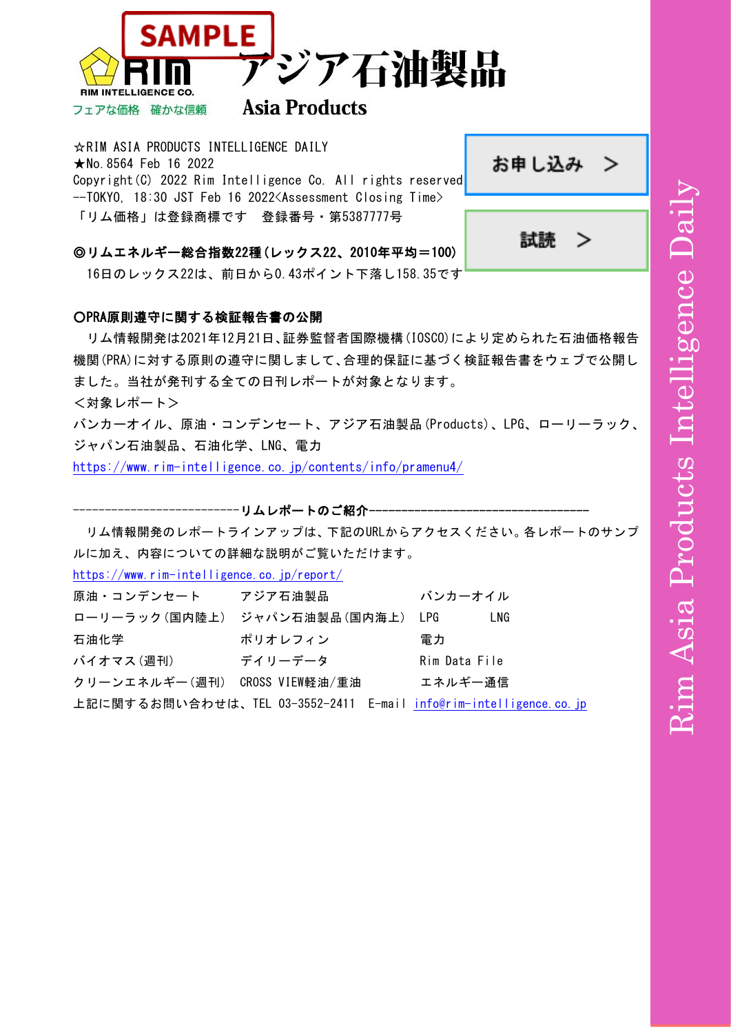SAMPLE

RIM INTELLIGENCE CO.

フェアな価格　確かな信頼

# アジア石油製品

## Asia Products

☆RIM ASIA PRODUCTS INTELLIGENCE DAILY
★No.8564 Feb 16 2022
Copyright(C) 2022 Rim Intelligence Co. All rights reserved
--TOKYO, 18:30 JST Feb 16 2022<Assessment Closing Time>
「リム価格」は登録商標です　登録番号・第5387777号

お申し込み　＞

試読　＞

**◎リムエネルギー総合指数22種(レックス22、2010年平均＝100)**

16日のレックス22は、前日から0.43ポイント下落し158.35です

**○PRA原則遵守に関する検証報告書の公開**

リム情報開発は2021年12月21日、証券監督者国際機構(IOSCO)により定められた石油価格報告機関(PRA)に対する原則の遵守に関しまして、合理的保証に基づく検証報告書をウェブで公開しました。当社が発刊する全ての日刊レポートが対象となります。

＜対象レポート＞

バンカーオイル、原油・コンデンセート、アジア石油製品(Products)、LPG、ローリーラック、ジャパン石油製品、石油化学、LNG、電力

https://www.rim-intelligence.co.jp/contents/info/pramenu4/

--------------------------**リムレポートのご紹介**------------------------------------

リム情報開発のレポートラインアップは、下記のURLからアクセスください。各レポートのサンプルに加え、内容についての詳細な説明がご覧いただけます。

https://www.rim-intelligence.co.jp/report/

| | | |
|---|---|---|
| 原油・コンデンセート | アジア石油製品 | バンカーオイル |
| ローリーラック(国内陸上) | ジャパン石油製品(国内海上) | LPG　LNG |
| 石油化学 | ポリオレフィン | 電力 |
| バイオマス(週刊) | デイリーデータ | Rim Data File |
| クリーンエネルギー(週刊) | CROSS VIEW軽油/重油 | エネルギー通信 |

上記に関するお問い合わせは、TEL 03-3552-2411　E-mail info@rim-intelligence.co.jp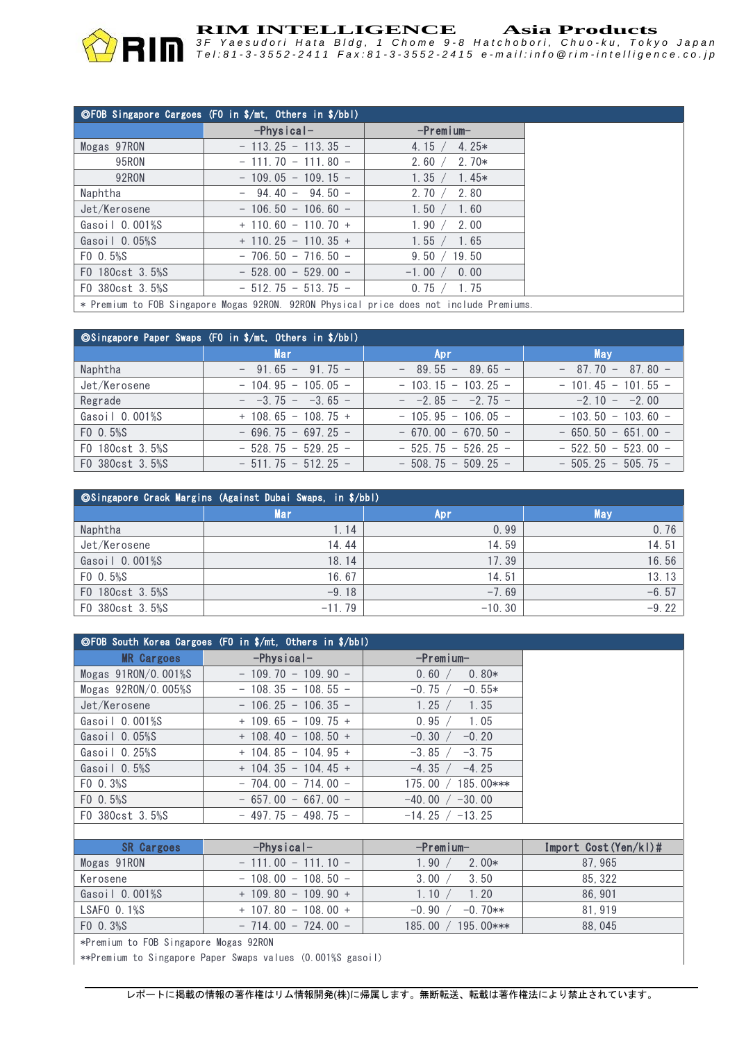## ◎FOB Singapore Cargoes (FO in $/mt, Others in $/bbl)

| | -Physical- | -Premium- |
|---|---|---|
| Mogas 97RON | - 113.25 - 113.35 - | 4.15 / 4.25* |
| 95RON | - 111.70 - 111.80 - | 2.60 / 2.70* |
| 92RON | - 109.05 - 109.15 - | 1.35 / 1.45* |
| Naphtha | - 94.40 - 94.50 - | 2.70 / 2.80 |
| Jet/Kerosene | - 106.50 - 106.60 - | 1.50 / 1.60 |
| Gasoil 0.001%S | + 110.60 - 110.70 + | 1.90 / 2.00 |
| Gasoil 0.05%S | + 110.25 - 110.35 + | 1.55 / 1.65 |
| FO 0.5%S | - 706.50 - 716.50 - | 9.50 / 19.50 |
| FO 180cst 3.5%S | - 528.00 - 529.00 - | -1.00 / 0.00 |
| FO 380cst 3.5%S | - 512.75 - 513.75 - | 0.75 / 1.75 |

* Premium to FOB Singapore Mogas 92RON. 92RON Physical price does not include Premiums.

## ◎Singapore Paper Swaps (FO in $/mt, Others in $/bbl)

| | Mar | Apr | May |
|---|---|---|---|
| Naphtha | - 91.65 - 91.75 - | - 89.55 - 89.65 - | - 87.70 - 87.80 - |
| Jet/Kerosene | - 104.95 - 105.05 - | - 103.15 - 103.25 - | - 101.45 - 101.55 - |
| Regrade | - -3.75 - -3.65 - | - -2.85 - -2.75 - | -2.10 - -2.00 |
| Gasoil 0.001%S | + 108.65 - 108.75 + | - 105.95 - 106.05 - | - 103.50 - 103.60 - |
| FO 0.5%S | - 696.75 - 697.25 - | - 670.00 - 670.50 - | - 650.50 - 651.00 - |
| FO 180cst 3.5%S | - 528.75 - 529.25 - | - 525.75 - 526.25 - | - 522.50 - 523.00 - |
| FO 380cst 3.5%S | - 511.75 - 512.25 - | - 508.75 - 509.25 - | - 505.25 - 505.75 - |

## ◎Singapore Crack Margins (Against Dubai Swaps, in $/bbl)

| | Mar | Apr | May |
|---|---|---|---|
| Naphtha | 1.14 | 0.99 | 0.76 |
| Jet/Kerosene | 14.44 | 14.59 | 14.51 |
| Gasoil 0.001%S | 18.14 | 17.39 | 16.56 |
| FO 0.5%S | 16.67 | 14.51 | 13.13 |
| FO 180cst 3.5%S | -9.18 | -7.69 | -6.57 |
| FO 380cst 3.5%S | -11.79 | -10.30 | -9.22 |

## ◎FOB South Korea Cargoes (FO in $/mt, Others in $/bbl)

| MR Cargoes | -Physical- | -Premium- |
|---|---|---|
| Mogas 91RON/0.001%S | - 109.70 - 109.90 - | 0.60 / 0.80* |
| Mogas 92RON/0.005%S | - 108.35 - 108.55 - | -0.75 / -0.55* |
| Jet/Kerosene | - 106.25 - 106.35 - | 1.25 / 1.35 |
| Gasoil 0.001%S | + 109.65 - 109.75 + | 0.95 / 1.05 |
| Gasoil 0.05%S | + 108.40 - 108.50 + | -0.30 / -0.20 |
| Gasoil 0.25%S | + 104.85 - 104.95 + | -3.85 / -3.75 |
| Gasoil 0.5%S | + 104.35 - 104.45 + | -4.35 / -4.25 |
| FO 0.3%S | - 704.00 - 714.00 - | 175.00 / 185.00*** |
| FO 0.5%S | - 657.00 - 667.00 - | -40.00 / -30.00 |
| FO 380cst 3.5%S | - 497.75 - 498.75 - | -14.25 / -13.25 |

| SR Cargoes | -Physical- | -Premium- | Import Cost(Yen/kl)# |
|---|---|---|---|
| Mogas 91RON | - 111.00 - 111.10 - | 1.90 / 2.00* | 87,965 |
| Kerosene | - 108.00 - 108.50 - | 3.00 / 3.50 | 85,322 |
| Gasoil 0.001%S | + 109.80 - 109.90 + | 1.10 / 1.20 | 86,901 |
| LSAFO 0.1%S | + 107.80 - 108.00 + | -0.90 / -0.70** | 81,919 |
| FO 0.3%S | - 714.00 - 724.00 - | 185.00 / 195.00*** | 88,045 |

*Premium to FOB Singapore Mogas 92RON

**Premium to Singapore Paper Swaps values (0.001%S gasoil)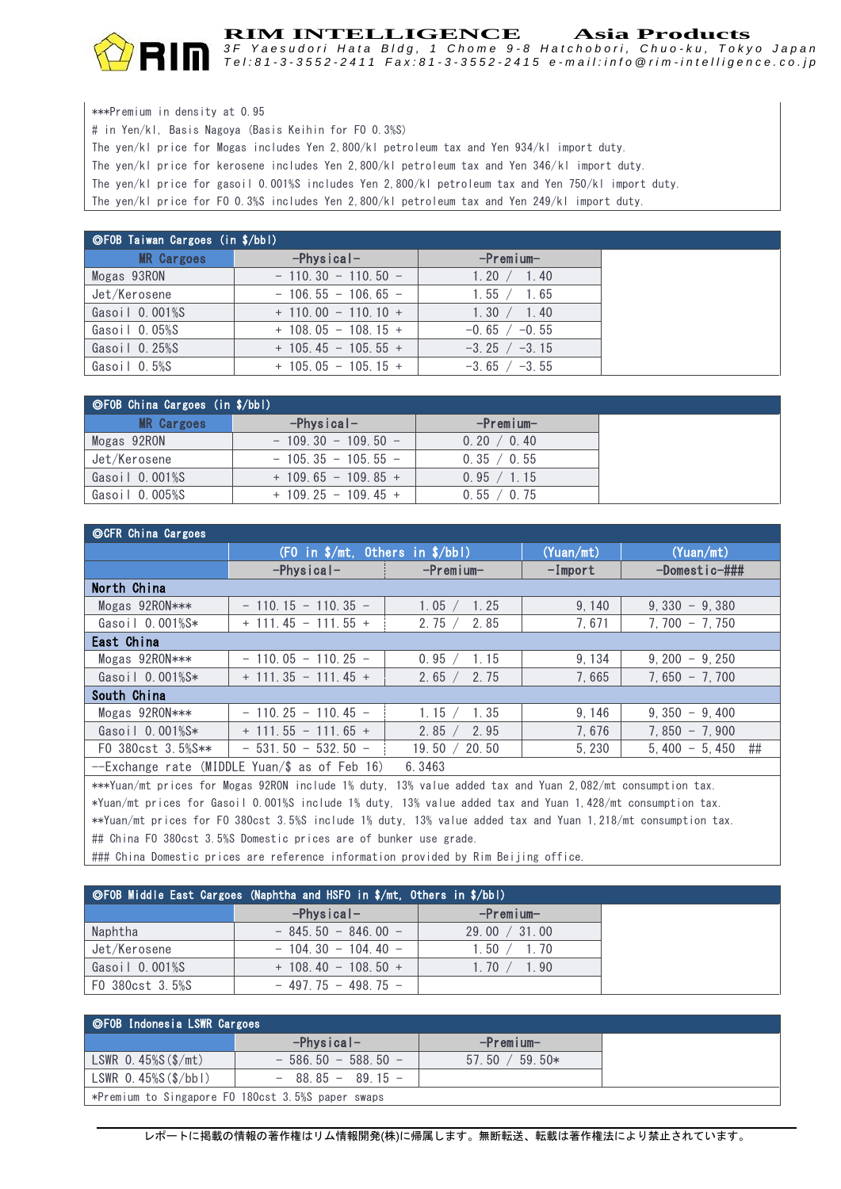***Premium in density at 0.95
# in Yen/kl, Basis Nagoya (Basis Keihin for FO 0.3%S)
The yen/kl price for Mogas includes Yen 2,800/kl petroleum tax and Yen 934/kl import duty.
The yen/kl price for kerosene includes Yen 2,800/kl petroleum tax and Yen 346/kl import duty.
The yen/kl price for gasoil 0.001%S includes Yen 2,800/kl petroleum tax and Yen 750/kl import duty.
The yen/kl price for FO 0.3%S includes Yen 2,800/kl petroleum tax and Yen 249/kl import duty.

## ◎FOB Taiwan Cargoes (in $/bbl)

| MR Cargoes | -Physical- | -Premium- |
|---|---|---|
| Mogas 93RON | − 110.30 − 110.50 − | 1.20 / 1.40 |
| Jet/Kerosene | − 106.55 − 106.65 − | 1.55 / 1.65 |
| Gasoil 0.001%S | + 110.00 − 110.10 + | 1.30 / 1.40 |
| Gasoil 0.05%S | + 108.05 − 108.15 + | -0.65 / -0.55 |
| Gasoil 0.25%S | + 105.45 − 105.55 + | -3.25 / -3.15 |
| Gasoil 0.5%S | + 105.05 − 105.15 + | -3.65 / -3.55 |

## ◎FOB China Cargoes (in $/bbl)

| MR Cargoes | -Physical- | -Premium- |
|---|---|---|
| Mogas 92RON | − 109.30 − 109.50 − | 0.20 / 0.40 |
| Jet/Kerosene | − 105.35 − 105.55 − | 0.35 / 0.55 |
| Gasoil 0.001%S | + 109.65 − 109.85 + | 0.95 / 1.15 |
| Gasoil 0.005%S | + 109.25 − 109.45 + | 0.55 / 0.75 |

## ◎CFR China Cargoes

| | (FO in $/mt, Others in $/bbl) | | (Yuan/mt) | (Yuan/mt) |
|---|---|---|---|---|
| | -Physical- | -Premium- | -Import | -Domestic-### |
| **North China** | | | | |
| Mogas 92RON*** | − 110.15 − 110.35 − | 1.05 / 1.25 | 9,140 | 9,330 − 9,380 |
| Gasoil 0.001%S* | + 111.45 − 111.55 + | 2.75 / 2.85 | 7,671 | 7,700 − 7,750 |
| **East China** | | | | |
| Mogas 92RON*** | − 110.05 − 110.25 − | 0.95 / 1.15 | 9,134 | 9,200 − 9,250 |
| Gasoil 0.001%S* | + 111.35 − 111.45 + | 2.65 / 2.75 | 7,665 | 7,650 − 7,700 |
| **South China** | | | | |
| Mogas 92RON*** | − 110.25 − 110.45 − | 1.15 / 1.35 | 9,146 | 9,350 − 9,400 |
| Gasoil 0.001%S* | + 111.55 − 111.65 + | 2.85 / 2.95 | 7,676 | 7,850 − 7,900 |
| FO 380cst 3.5%S** | − 531.50 − 532.50 − | 19.50 / 20.50 | 5,230 | 5,400 − 5,450 ## |
| --Exchange rate (MIDDLE Yuan/$ as of Feb 16) | 6.3463 | | | |

***Yuan/mt prices for Mogas 92RON include 1% duty, 13% value added tax and Yuan 2,082/mt consumption tax.
*Yuan/mt prices for Gasoil 0.001%S include 1% duty, 13% value added tax and Yuan 1,428/mt consumption tax.
**Yuan/mt prices for FO 380cst 3.5%S include 1% duty, 13% value added tax and Yuan 1,218/mt consumption tax.
## China FO 380cst 3.5%S Domestic prices are of bunker use grade.
### China Domestic prices are reference information provided by Rim Beijing office.

## ◎FOB Middle East Cargoes (Naphtha and HSFO in $/mt, Others in $/bbl)

| | -Physical- | -Premium- |
|---|---|---|
| Naphtha | − 845.50 − 846.00 − | 29.00 / 31.00 |
| Jet/Kerosene | − 104.30 − 104.40 − | 1.50 / 1.70 |
| Gasoil 0.001%S | + 108.40 − 108.50 + | 1.70 / 1.90 |
| FO 380cst 3.5%S | − 497.75 − 498.75 − | |

## ◎FOB Indonesia LSWR Cargoes

| | -Physical- | -Premium- |
|---|---|---|
| LSWR 0.45%S($/mt) | − 586.50 − 588.50 − | 57.50 / 59.50* |
| LSWR 0.45%S($/bbl) | − 88.85 − 89.15 − | |

*Premium to Singapore FO 180cst 3.5%S paper swaps

レポートに掲載の情報の著作権はリム情報開発(株)に帰属します。無断転送、転載は著作権法により禁止されています。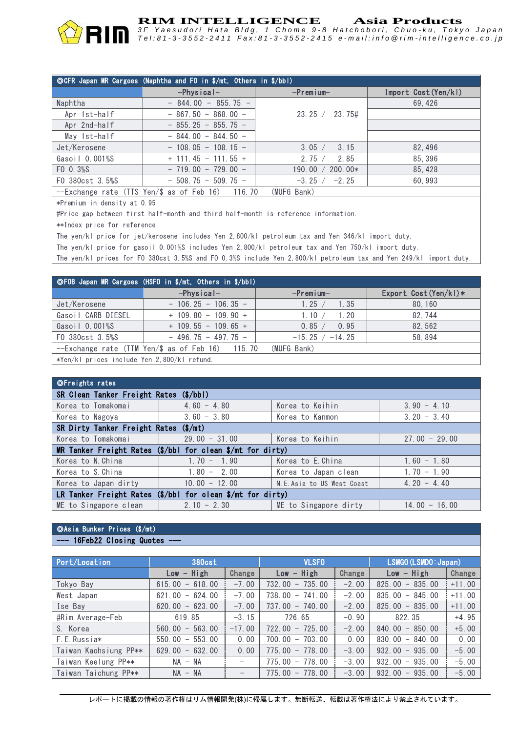# RIM INTELLIGENCE Asia Products

3F Yaesudori Hata Bldg, 1 Chome 9-8 Hatchobori, Chuo-ku, Tokyo Japan
Tel:81-3-3552-2411 Fax:81-3-3552-2415 e-mail:info@rim-intelligence.co.jp

| ◎CFR Japan MR Cargoes (Naphtha and FO in $/mt, Others in $/bbl) | -Physical- | -Premium- | Import Cost(Yen/kl) |
|---|---|---|---|
| Naphtha | - 844.00 - 855.75 - | 23.25 / 23.75# | 69,426 |
| Apr 1st-half | - 867.50 - 868.00 - | | |
| Apr 2nd-half | - 855.25 - 855.75 - | | |
| May 1st-half | - 844.00 - 844.50 - | | |
| Jet/Kerosene | - 108.05 - 108.15 - | 3.05 / 3.15 | 82,496 |
| Gasoil 0.001%S | + 111.45 - 111.55 + | 2.75 / 2.85 | 85,396 |
| FO 0.3%S | - 719.00 - 729.00 - | 190.00 / 200.00* | 85,428 |
| FO 380cst 3.5%S | - 508.75 - 509.75 - | -3.25 / -2.25 | 60,993 |
| --Exchange rate (TTS Yen/$ as of Feb 16) | 116.70 | (MUFG Bank) | |

*Premium in density at 0.95
#Price gap between first half-month and third half-month is reference information.
**Index price for reference
The yen/kl price for jet/kerosene includes Yen 2,800/kl petroleum tax and Yen 346/kl import duty.
The yen/kl price for gasoil 0.001%S includes Yen 2,800/kl petroleum tax and Yen 750/kl import duty.
The yen/kl prices for FO 380cst 3.5%S and FO 0.3%S include Yen 2,800/kl petroleum tax and Yen 249/kl import duty.

| ◎FOB Japan MR Cargoes (HSFO in $/mt, Others in $/bbl) | -Physical- | -Premium- | Export Cost(Yen/kl)* |
|---|---|---|---|
| Jet/Kerosene | - 106.25 - 106.35 - | 1.25 / 1.35 | 80,160 |
| Gasoil CARB DIESEL | + 109.80 - 109.90 + | 1.10 / 1.20 | 82,744 |
| Gasoil 0.001%S | + 109.55 - 109.65 + | 0.85 / 0.95 | 82,562 |
| FO 380cst 3.5%S | - 496.75 - 497.75 - | -15.25 / -14.25 | 58,894 |
| --Exchange rate (TTM Yen/$ as of Feb 16) | 115.70 | (MUFG Bank) | |

*Yen/kl prices include Yen 2,800/kl refund.

| ◎Freights rates | | | |
|---|---|---|---|
| **SR Clean Tanker Freight Rates ($/bbl)** | | | |
| Korea to Tomakomai | 4.60 - 4.80 | Korea to Keihin | 3.90 - 4.10 |
| Korea to Nagoya | 3.60 - 3.80 | Korea to Kanmon | 3.20 - 3.40 |
| **SR Dirty Tanker Freight Rates ($/mt)** | | | |
| Korea to Tomakomai | 29.00 - 31.00 | Korea to Keihin | 27.00 - 29.00 |
| **MR Tanker Freight Rates ($/bbl for clean $/mt for dirty)** | | | |
| Korea to N.China | 1.70 - 1.90 | Korea to E.China | 1.60 - 1.80 |
| Korea to S.China | 1.80 - 2.00 | Korea to Japan clean | 1.70 - 1.90 |
| Korea to Japan dirty | 10.00 - 12.00 | N.E.Asia to US West Coast | 4.20 - 4.40 |
| **LR Tanker Freight Rates ($/bbl for clean $/mt for dirty)** | | | |
| ME to Singapore clean | 2.10 - 2.30 | ME to Singapore dirty | 14.00 - 16.00 |

◎Asia Bunker Prices ($/mt)
--- 16Feb22 Closing Quotes ---

| Port/Location | 380cst | | VLSFO | | LSMGO(LSMDO:Japan) | |
|---|---|---|---|---|---|---|
| | Low - High | Change | Low - High | Change | Low - High | Change |
| Tokyo Bay | 615.00 - 618.00 | -7.00 | 732.00 - 735.00 | -2.00 | 825.00 - 835.00 | +11.00 |
| West Japan | 621.00 - 624.00 | -7.00 | 738.00 - 741.00 | -2.00 | 835.00 - 845.00 | +11.00 |
| Ise Bay | 620.00 - 623.00 | -7.00 | 737.00 - 740.00 | -2.00 | 825.00 - 835.00 | +11.00 |
| #Rim Average-Feb | 619.85 | -3.15 | 726.65 | -0.90 | 822.35 | +4.95 |
| S. Korea | 560.00 - 563.00 | -17.00 | 722.00 - 725.00 | -2.00 | 840.00 - 850.00 | +5.00 |
| F.E.Russia* | 550.00 - 553.00 | 0.00 | 700.00 - 703.00 | 0.00 | 830.00 - 840.00 | 0.00 |
| Taiwan Kaohsiung PP** | 629.00 - 632.00 | 0.00 | 775.00 - 778.00 | -3.00 | 932.00 - 935.00 | -5.00 |
| Taiwan Keelung PP** | NA - NA | - | 775.00 - 778.00 | -3.00 | 932.00 - 935.00 | -5.00 |
| Taiwan Taichung PP** | NA - NA | - | 775.00 - 778.00 | -3.00 | 932.00 - 935.00 | -5.00 |

レポートに掲載の情報の著作権はリム情報開発(株)に帰属します。無断転送、転載は著作権法により禁止されています。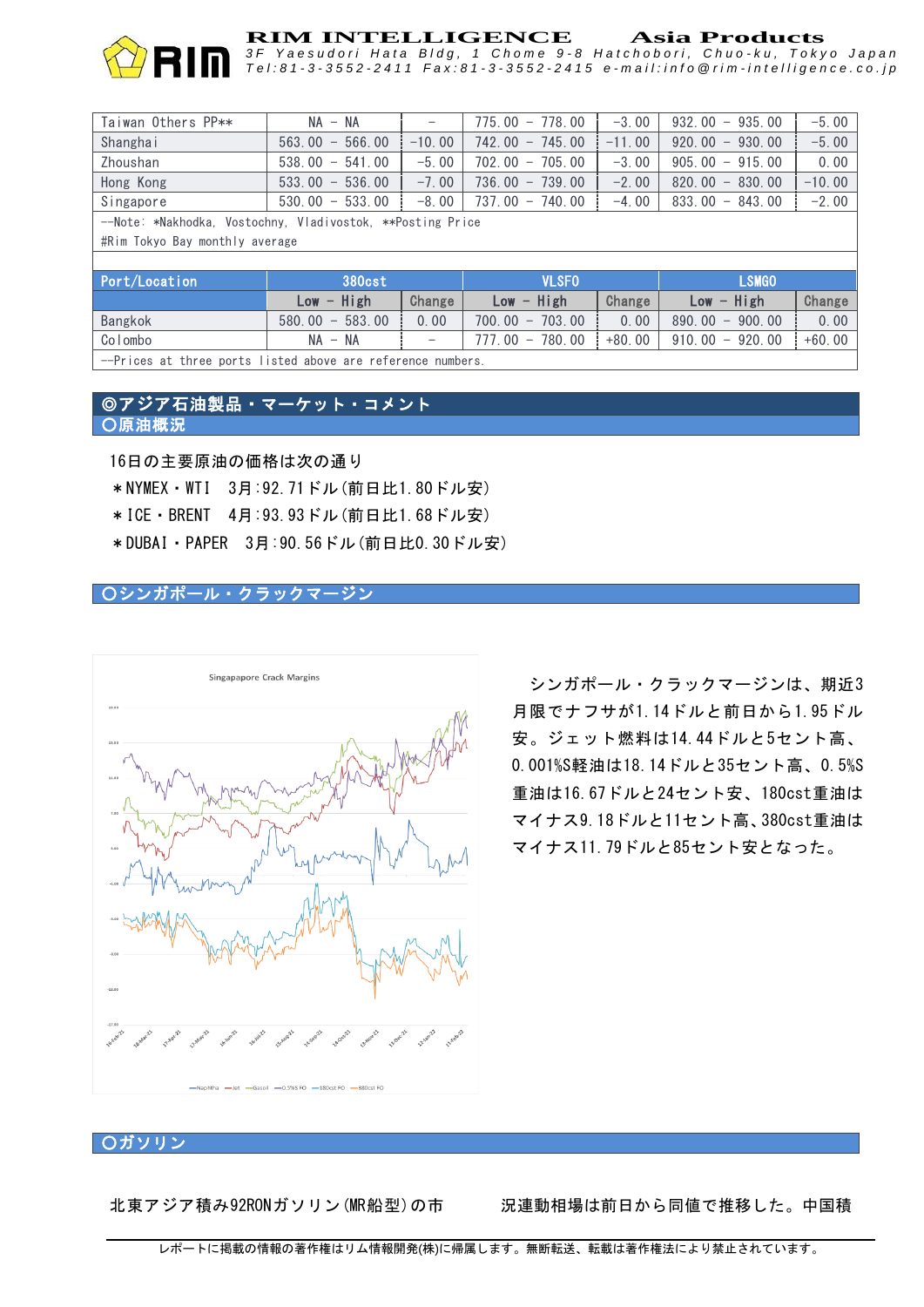| Taiwan Others PP** | NA - NA | - | 775.00 - 778.00 | -3.00 | 932.00 - 935.00 | -5.00 |
|---|---|---|---|---|---|---|
| Shanghai | 563.00 - 566.00 | -10.00 | 742.00 - 745.00 | -11.00 | 920.00 - 930.00 | -5.00 |
| Zhoushan | 538.00 - 541.00 | -5.00 | 702.00 - 705.00 | -3.00 | 905.00 - 915.00 | 0.00 |
| Hong Kong | 533.00 - 536.00 | -7.00 | 736.00 - 739.00 | -2.00 | 820.00 - 830.00 | -10.00 |
| Singapore | 530.00 - 533.00 | -8.00 | 737.00 - 740.00 | -4.00 | 833.00 - 843.00 | -2.00 |

--Note: *Nakhodka, Vostochny, Vladivostok, **Posting Price
#Rim Tokyo Bay monthly average

| Port/Location | 380cst | | VLSFO | | LSMGO | |
|---|---|---|---|---|---|---|
| | Low - High | Change | Low - High | Change | Low - High | Change |
| Bangkok | 580.00 - 583.00 | 0.00 | 700.00 - 703.00 | 0.00 | 890.00 - 900.00 | 0.00 |
| Colombo | NA - NA | - | 777.00 - 780.00 | +80.00 | 910.00 - 920.00 | +60.00 |

--Prices at three ports listed above are reference numbers.

## ◎アジア石油製品・マーケット・コメント

### ○原油概況

16日の主要原油の価格は次の通り

＊NYMEX・WTI　3月:92.71ドル(前日比1.80ドル安)

＊ICE・BRENT　4月:93.93ドル(前日比1.68ドル安)

＊DUBAI・PAPER　3月:90.56ドル(前日比0.30ドル安)

### ○シンガポール・クラックマージン

シンガポール・クラックマージンは、期近3月限でナフサが1.14ドルと前日から1.95ドル安。ジェット燃料は14.44ドルと5セント高、0.001%S軽油は18.14ドルと35セント高、0.5%S重油は16.67ドルと24セント安、180cst重油はマイナス9.18ドルと11セント高、380cst重油はマイナス11.79ドルと85セント安となった。

### ○ガソリン

北東アジア積み92RONガソリン(MR船型)の市況連動相場は前日から同値で推移した。中国積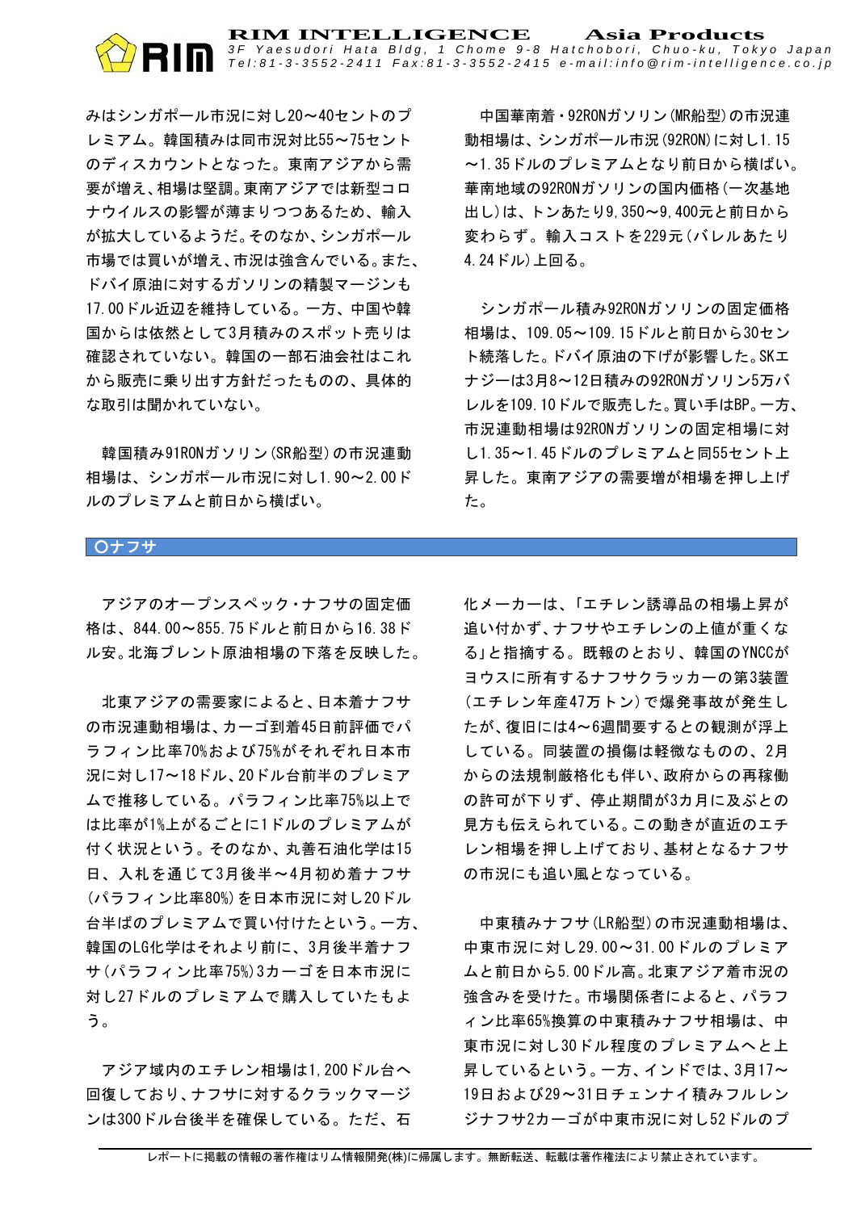みはシンガポール市況に対し20～40セントのプレミアム。韓国積みは同市況対比55～75セントのディスカウントとなった。東南アジアから需要が増え、相場は堅調。東南アジアでは新型コロナウイルスの影響が薄まりつつあるため、輸入が拡大しているようだ。そのなか、シンガポール市場では買いが増え、市況は強含んでいる。また、ドバイ原油に対するガソリンの精製マージンも17.00ドル近辺を維持している。一方、中国や韓国からは依然として3月積みのスポット売りは確認されていない。韓国の一部石油会社はこれから販売に乗り出す方針だったものの、具体的な取引は聞かれていない。

韓国積み91RONガソリン(SR船型)の市況連動相場は、シンガポール市況に対し1.90～2.00ドルのプレミアムと前日から横ばい。

中国華南着・92RONガソリン(MR船型)の市況連動相場は、シンガポール市況(92RON)に対し1.15～1.35ドルのプレミアムとなり前日から横ばい。華南地域の92RONガソリンの国内価格(一次基地出し)は、トンあたり9,350～9,400元と前日から変わらず。輸入コストを229元(バレルあたり4.24ドル)上回る。

シンガポール積み92RONガソリンの固定価格相場は、109.05～109.15ドルと前日から30セント続落した。ドバイ原油の下げが影響した。SKエナジーは3月8～12日積みの92RONガソリン5万バレルを109.10ドルで販売した。買い手はBP。一方、市況連動相場は92RONガソリンの固定相場に対し1.35～1.45ドルのプレミアムと同55セント上昇した。東南アジアの需要増が相場を押し上げた。

## ○ナフサ

アジアのオープンスペック・ナフサの固定価格は、844.00～855.75ドルと前日から16.38ドル安。北海ブレント原油相場の下落を反映した。

北東アジアの需要家によると、日本着ナフサの市況連動相場は、カーゴ到着45日前評価でパラフィン比率70%および75%がそれぞれ日本市況に対し17～18ドル、20ドル台前半のプレミアムで推移している。パラフィン比率75%以上では比率が1%上がるごとに1ドルのプレミアムが付く状況という。そのなか、丸善石油化学は15日、入札を通じて3月後半～4月初め着ナフサ(パラフィン比率80%)を日本市況に対し20ドル台半ばのプレミアムで買い付けたという。一方、韓国のLG化学はそれより前に、3月後半着ナフサ(パラフィン比率75%)3カーゴを日本市況に対し27ドルのプレミアムで購入していたもよう。

アジア域内のエチレン相場は1,200ドル台へ回復しており、ナフサに対するクラックマージンは300ドル台後半を確保している。ただ、石化メーカーは、「エチレン誘導品の相場上昇が追い付かず、ナフサやエチレンの上値が重くなる」と指摘する。既報のとおり、韓国のYNCCがヨウスに所有するナフサクラッカーの第3装置(エチレン年産47万トン)で爆発事故が発生したが、復旧には4～6週間要するとの観測が浮上している。同装置の損傷は軽微なものの、2月からの法規制厳格化も伴い、政府からの再稼働の許可が下りず、停止期間が3カ月に及ぶとの見方も伝えられている。この動きが直近のエチレン相場を押し上げており、基材となるナフサの市況にも追い風となっている。

中東積みナフサ(LR船型)の市況連動相場は、中東市況に対し29.00～31.00ドルのプレミアムと前日から5.00ドル高。北東アジア着市況の強含みを受けた。市場関係者によると、パラフィン比率65%換算の中東積みナフサ相場は、中東市況に対し30ドル程度のプレミアムへと上昇しているという。一方、インドでは、3月17～19日および29～31日チェンナイ積みフルレンジナフサ2カーゴが中東市況に対し52ドルのプ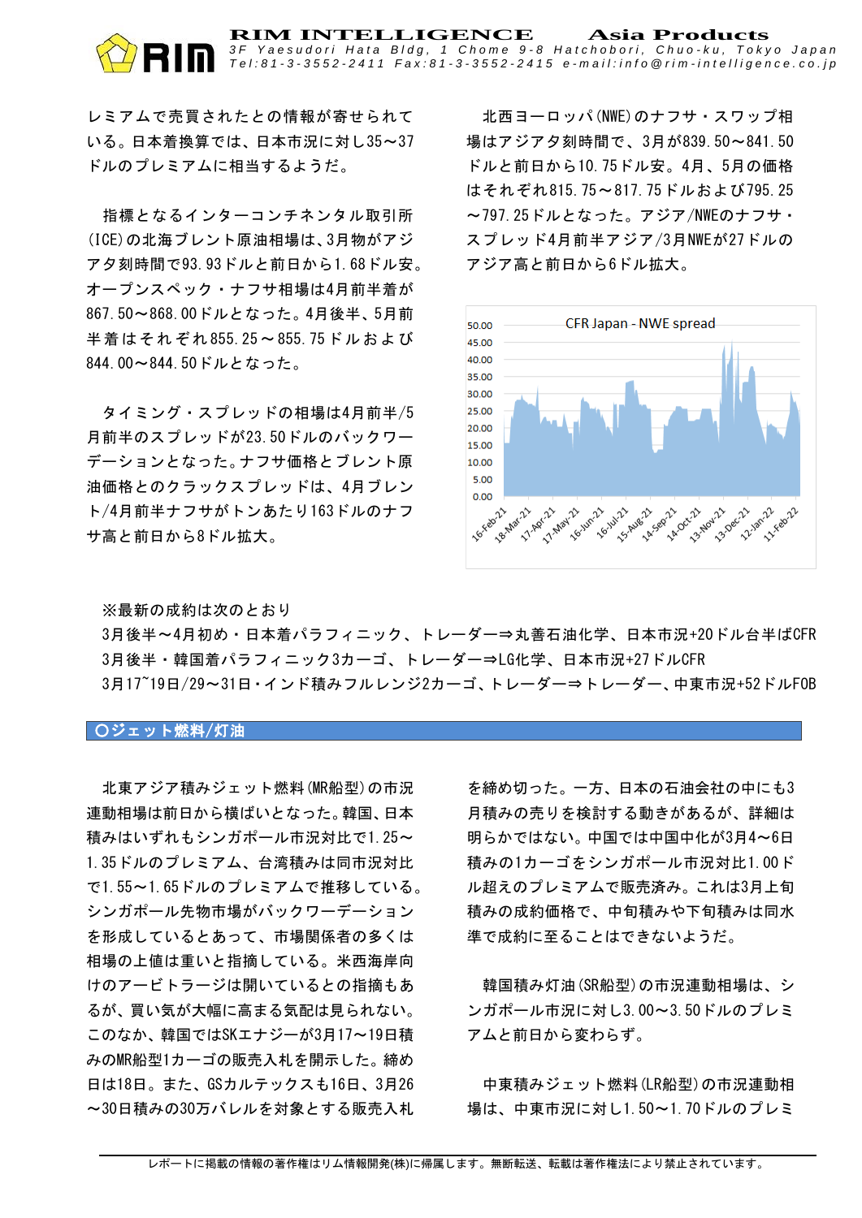レミアムで売買されたとの情報が寄せられている。日本着換算では、日本市況に対し35～37ドルのプレミアムに相当するようだ。

指標となるインターコンチネンタル取引所(ICE)の北海ブレント原油相場は、3月物がアジア夕刻時間で93.93ドルと前日から1.68ドル安。オープンスペック・ナフサ相場は4月前半着が867.50～868.00ドルとなった。4月後半、5月前半着はそれぞれ855.25～855.75ドルおよび844.00～844.50ドルとなった。

タイミング・スプレッドの相場は4月前半/5月前半のスプレッドが23.50ドルのバックワーデーションとなった。ナフサ価格とブレント原油価格とのクラックスプレッドは、4月ブレント/4月前半ナフサがトンあたり163ドルのナフサ高と前日から8ドル拡大。

北西ヨーロッパ(NWE)のナフサ・スワップ相場はアジア夕刻時間で、3月が839.50～841.50ドルと前日から10.75ドル安。4月、5月の価格はそれぞれ815.75～817.75ドルおよび795.25～797.25ドルとなった。アジア/NWEのナフサ・スプレッド4月前半アジア/3月NWEが27ドルのアジア高と前日から6ドル拡大。

※最新の成約は次のとおり
3月後半～4月初め・日本着パラフィニック、トレーダー⇒丸善石油化学、日本市況+20ドル台半ばCFR
3月後半・韓国着パラフィニック3カーゴ、トレーダー⇒LG化学、日本市況+27ドルCFR
3月17~19日/29～31日・インド積みフルレンジ2カーゴ、トレーダー⇒トレーダー、中東市況+52ドルFOB

## ○ジェット燃料/灯油

北東アジア積みジェット燃料(MR船型)の市況連動相場は前日から横ばいとなった。韓国、日本積みはいずれもシンガポール市況対比で1.25～1.35ドルのプレミアム、台湾積みは同市況対比で1.55～1.65ドルのプレミアムで推移している。シンガポール先物市場がバックワーデーションを形成しているとあって、市場関係者の多くは相場の上値は重いと指摘している。米西海岸向けのアービトラージは開いているとの指摘もあるが、買い気が大幅に高まる気配は見られない。このなか、韓国ではSKエナジーが3月17～19日積みのMR船型1カーゴの販売入札を開示した。締め日は18日。また、GSカルテックスも16日、3月26～30日積みの30万バレルを対象とする販売入札を締め切った。一方、日本の石油会社の中にも3月積みの売りを検討する動きがあるが、詳細は明らかではない。中国では中国中化が3月4～6日積みの1カーゴをシンガポール市況対比1.00ドル超えのプレミアムで販売済み。これは3月上旬積みの成約価格で、中旬積みや下旬積みは同水準で成約に至ることはできないようだ。

韓国積み灯油(SR船型)の市況連動相場は、シンガポール市況に対し3.00～3.50ドルのプレミアムと前日から変わらず。

中東積みジェット燃料(LR船型)の市況連動相場は、中東市況に対し1.50～1.70ドルのプレミ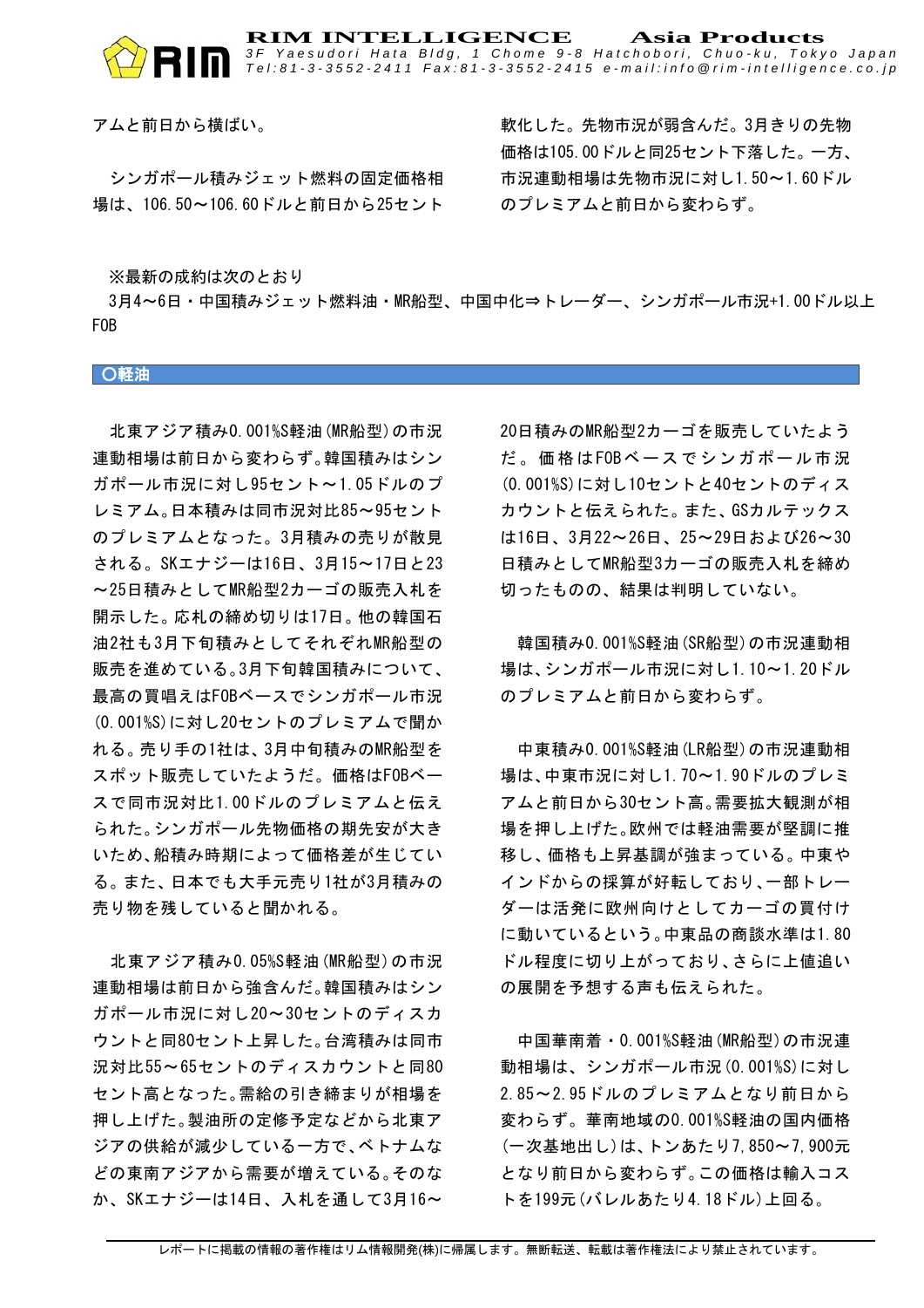アムと前日から横ばい。

シンガポール積みジェット燃料の固定価格相場は、106.50～106.60ドルと前日から25セント軟化した。先物市況が弱含んだ。3月きりの先物価格は105.00ドルと同25セント下落した。一方、市況連動相場は先物市況に対し1.50～1.60ドルのプレミアムと前日から変わらず。

※最新の成約は次のとおり
3月4～6日・中国積みジェット燃料油・MR船型、中国中化⇒トレーダー、シンガポール市況+1.00ドル以上FOB

## ○軽油

北東アジア積み0.001%S軽油(MR船型)の市況連動相場は前日から変わらず。韓国積みはシンガポール市況に対し95セント～1.05ドルのプレミアム。日本積みは同市況対比85～95セントのプレミアムとなった。3月積みの売りが散見される。SKエナジーは16日、3月15～17日と23～25日積みとしてMR船型2カーゴの販売入札を開示した。応札の締め切りは17日。他の韓国石油2社も3月下旬積みとしてそれぞれMR船型の販売を進めている。3月下旬韓国積みについて、最高の買唱えはFOBベースでシンガポール市況(0.001%S)に対し20セントのプレミアムで聞かれる。売り手の1社は、3月中旬積みのMR船型をスポット販売していたようだ。価格はFOBベースで同市況対比1.00ドルのプレミアムと伝えられた。シンガポール先物価格の期先安が大きいため、船積み時期によって価格差が生じている。また、日本でも大手元売り1社が3月積みの売り物を残していると聞かれる。

北東アジア積み0.05%S軽油(MR船型)の市況連動相場は前日から強含んだ。韓国積みはシンガポール市況に対し20～30セントのディスカウントと同80セント上昇した。台湾積みは同市況対比55～65セントのディスカウントと同80セント高となった。需給の引き締まりが相場を押し上げた。製油所の定修予定などから北東アジアの供給が減少している一方で、ベトナムなどの東南アジアから需要が増えている。そのなか、SKエナジーは14日、入札を通して3月16～20日積みのMR船型2カーゴを販売していたようだ。価格はFOBベースでシンガポール市況(0.001%S)に対し10セントと40セントのディスカウントと伝えられた。また、GSカルテックスは16日、3月22～26日、25～29日および26～30日積みとしてMR船型3カーゴの販売入札を締め切ったものの、結果は判明していない。

韓国積み0.001%S軽油(SR船型)の市況連動相場は、シンガポール市況に対し1.10～1.20ドルのプレミアムと前日から変わらず。

中東積み0.001%S軽油(LR船型)の市況連動相場は、中東市況に対し1.70～1.90ドルのプレミアムと前日から30セント高。需要拡大観測が相場を押し上げた。欧州では軽油需要が堅調に推移し、価格も上昇基調が強まっている。中東やインドからの採算が好転しており、一部トレーダーは活発に欧州向けとしてカーゴの買付けに動いているという。中東品の商談水準は1.80ドル程度に切り上がっており、さらに上値追いの展開を予想する声も伝えられた。

中国華南着・0.001%S軽油(MR船型)の市況連動相場は、シンガポール市況(0.001%S)に対し2.85～2.95ドルのプレミアムとなり前日から変わらず。華南地域の0.001%S軽油の国内価格(一次基地出し)は、トンあたり7,850～7,900元となり前日から変わらず。この価格は輸入コストを199元(バレルあたり4.18ドル)上回る。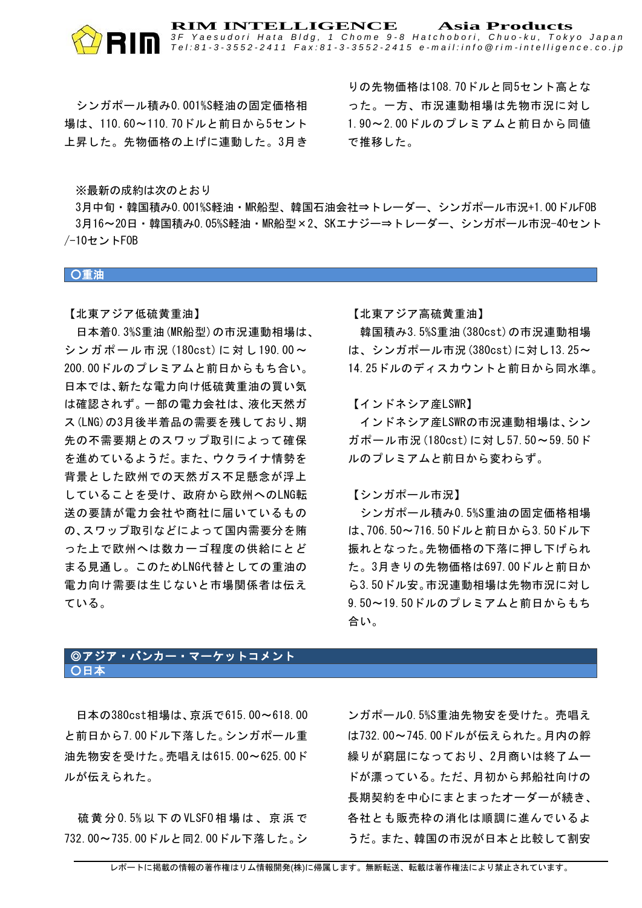シンガポール積み0.001%S軽油の固定価格相場は、110.60～110.70ドルと前日から5セント上昇した。先物価格の上げに連動した。3月きりの先物価格は108.70ドルと同5セント高となった。一方、市況連動相場は先物市況に対し1.90～2.00ドルのプレミアムと前日から同値で推移した。

※最新の成約は次のとおり

3月中旬・韓国積み0.001%S軽油・MR船型、韓国石油会社⇒トレーダー、シンガポール市況+1.00ドルFOB

3月16～20日・韓国積み0.05%S軽油・MR船型×2、SKエナジー⇒トレーダー、シンガポール市況-40セント/-10セントFOB

## ○重油

【北東アジア低硫黄重油】

日本着0.3%S重油(MR船型)の市況連動相場は、シンガポール市況(180cst)に対し190.00～200.00ドルのプレミアムと前日からもち合い。日本では、新たな電力向け低硫黄重油の買い気は確認されず。一部の電力会社は、液化天然ガス(LNG)の3月後半着品の需要を残しており、期先の不需要期とのスワップ取引によって確保を進めているようだ。また、ウクライナ情勢を背景とした欧州での天然ガス不足懸念が浮上していることを受け、政府から欧州へのLNG転送の要請が電力会社や商社に届いているものの、スワップ取引などによって国内需要分を賄った上で欧州へは数カーゴ程度の供給にとどまる見通し。このためLNG代替としての重油の電力向け需要は生じないと市場関係者は伝えている。

【北東アジア高硫黄重油】

韓国積み3.5%S重油(380cst)の市況連動相場は、シンガポール市況(380cst)に対し13.25～14.25ドルのディスカウントと前日から同水準。

【インドネシア産LSWR】

インドネシア産LSWRの市況連動相場は、シンガポール市況(180cst)に対し57.50～59.50ドルのプレミアムと前日から変わらず。

【シンガポール市況】

シンガポール積み0.5%重油の固定価格相場は、706.50～716.50ドルと前日から3.50ドル下振れとなった。先物価格の下落に押し下げられた。3月きりの先物価格は697.00ドルと前日から3.50ドル安。市況連動相場は先物市況に対し9.50～19.50ドルのプレミアムと前日からもち合い。

## ◎アジア・バンカー・マーケットコメント

### ○日本

日本の380cst相場は、京浜で615.00～618.00と前日から7.00ドル下落した。シンガポール重油先物安を受けた。売唱えは615.00～625.00ドルが伝えられた。

硫黄分0.5%以下のVLSFO相場は、京浜で732.00～735.00ドルと同2.00ドル下落した。シンガポール0.5%重油先物安を受けた。売唱えは732.00～745.00ドルが伝えられた。月内の艀繰りが窮屈になっており、2月商いは終了ムードが漂っている。ただ、月初から邦船社向けの長期契約を中心にまとまったオーダーが続き、各社とも販売枠の消化は順調に進んでいるようだ。また、韓国の市況が日本と比較して割安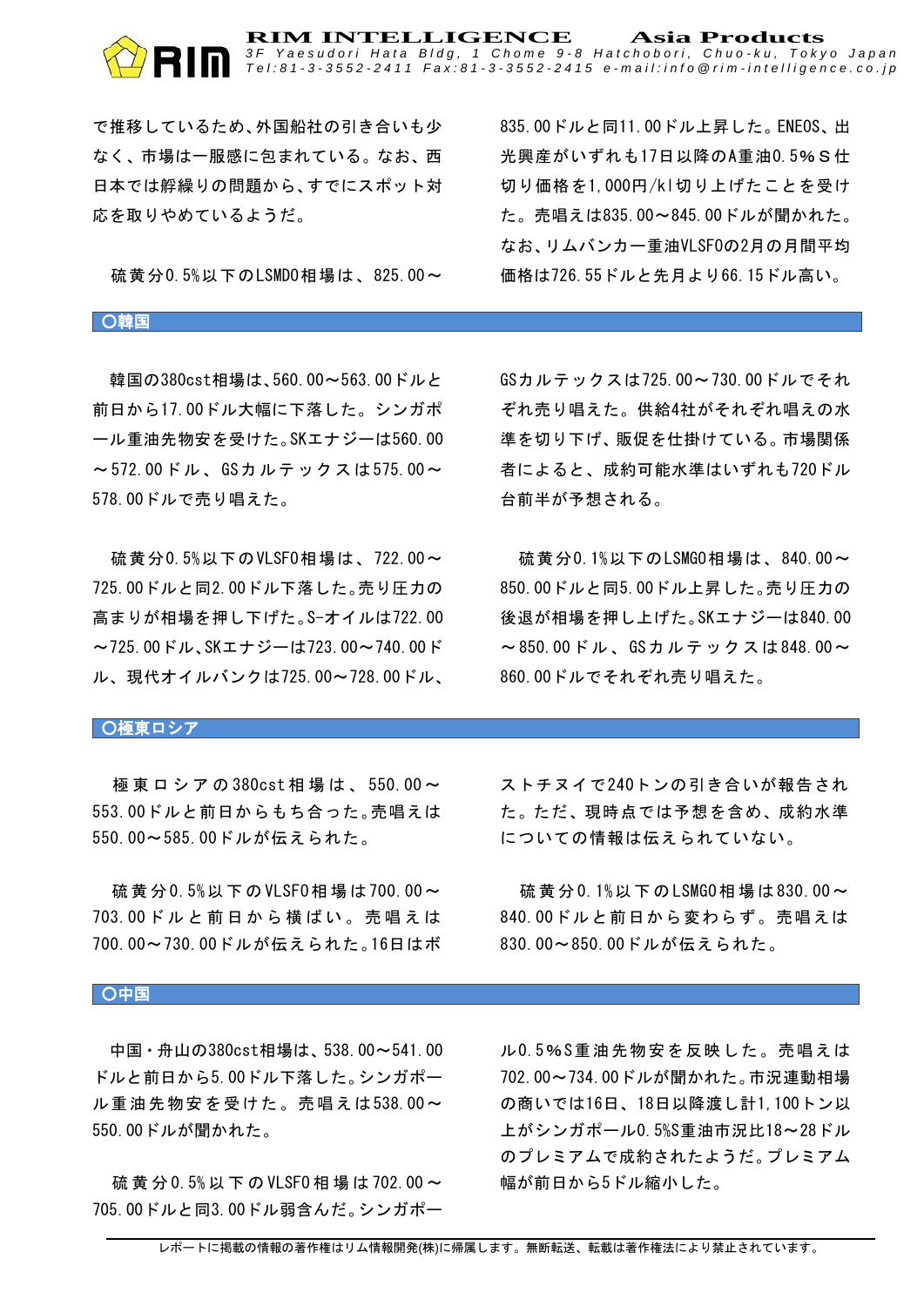で推移しているため、外国船社の引き合いも少なく、市場は一服感に包まれている。なお、西日本では艀繰りの問題から、すでにスポット対応を取りやめているようだ。

硫黄分0.5%以下のLSMDO相場は、825.00～835.00ドルと同11.00ドル上昇した。ENEOS、出光興産がいずれも17日以降のA重油0.5%Ｓ仕切り価格を1,000円/kl切り上げたことを受けた。売唱えは835.00～845.00ドルが聞かれた。なお、リムバンカー重油VLSFOの2月の月間平均価格は726.55ドルと先月より66.15ドル高い。

## ○韓国

韓国の380cst相場は、560.00～563.00ドルと前日から17.00ドル大幅に下落した。シンガポール重油先物安を受けた。SKエナジーは560.00～572.00ドル、GSカルテックスは575.00～578.00ドルで売り唱えた。

硫黄分0.5%以下のVLSFO相場は、722.00～725.00ドルと同2.00ドル下落した。売り圧力の高まりが相場を押し下げた。S-オイルは722.00～725.00ドル、SKエナジーは723.00～740.00ドル、現代オイルバンクは725.00～728.00ドル、GSカルテックスは725.00～730.00ドルでそれぞれ売り唱えた。供給4社がそれぞれ唱えの水準を切り下げ、販促を仕掛けている。市場関係者によると、成約可能水準はいずれも720ドル台前半が予想される。

硫黄分0.1%以下のLSMGO相場は、840.00～850.00ドルと同5.00ドル上昇した。売り圧力の後退が相場を押し上げた。SKエナジーは840.00～850.00ドル、GSカルテックスは848.00～860.00ドルでそれぞれ売り唱えた。

## ○極東ロシア

極東ロシアの380cst相場は、550.00～553.00ドルと前日からもち合った。売唱えは550.00～585.00ドルが伝えられた。

硫黄分0.5%以下のVLSFO相場は700.00～703.00ドルと前日から横ばい。売唱えは700.00～730.00ドルが伝えられた。16日はボストチヌイで240トンの引き合いが報告された。ただ、現時点では予想を含め、成約水準についての情報は伝えられていない。

硫黄分0.1%以下のLSMGO相場は830.00～840.00ドルと前日から変わらず。売唱えは830.00～850.00ドルが伝えられた。

## ○中国

中国・舟山の380cst相場は、538.00～541.00ドルと前日から5.00ドル下落した。シンガポール重油先物安を受けた。売唱えは538.00～550.00ドルが聞かれた。

硫黄分0.5%以下のVLSFO相場は702.00～705.00ドルと同3.00ドル弱含んだ。シンガポール0.5%S重油先物安を反映した。売唱えは702.00～734.00ドルが聞かれた。市況連動相場の商いでは16日、18日以降渡し計1,100トン以上がシンガポール0.5%S重油市況比18～28ドルのプレミアムで成約されたようだ。プレミアム幅が前日から5ドル縮小した。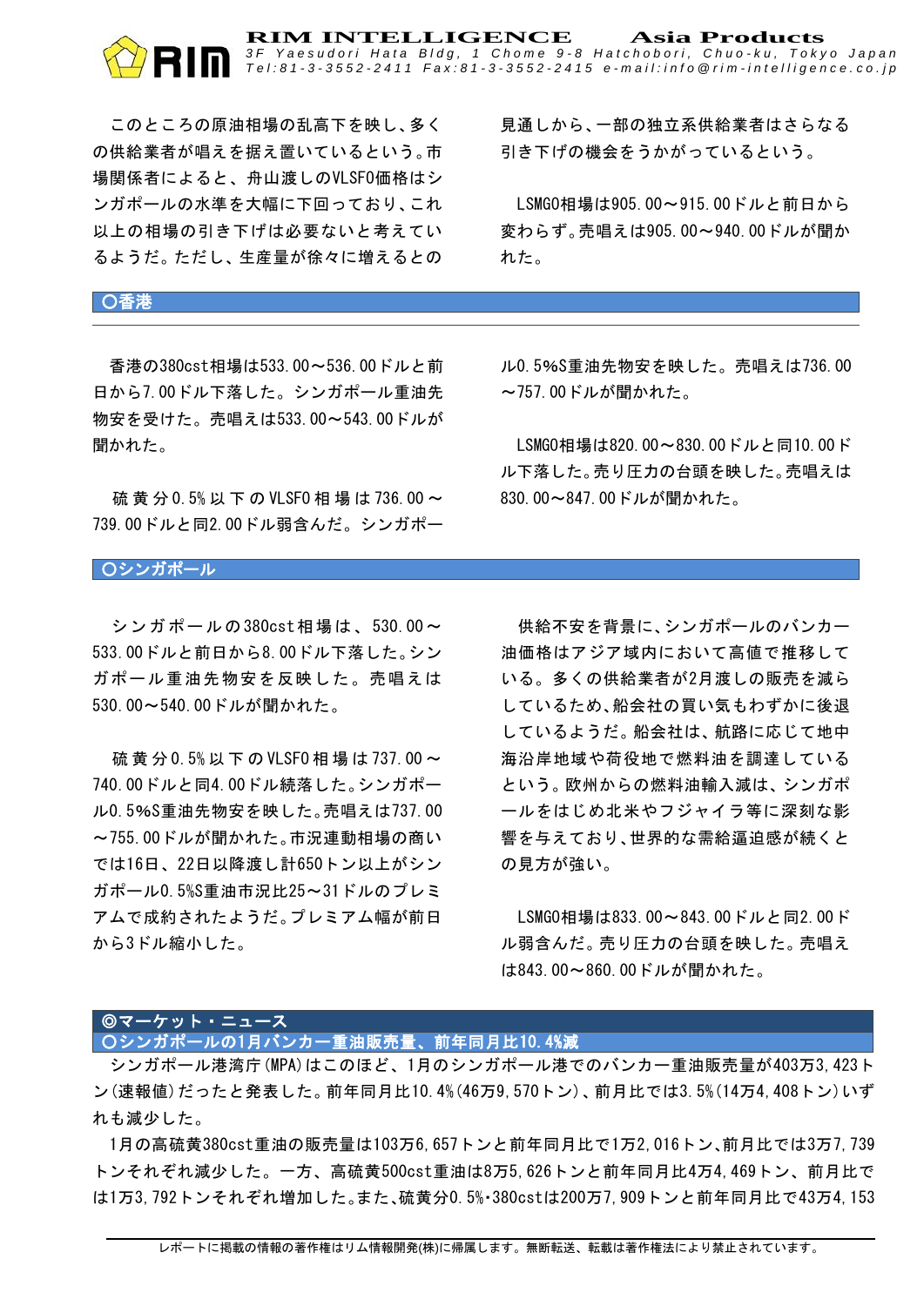このところの原油相場の乱高下を映し、多くの供給業者が唱えを据え置いているという。市場関係者によると、舟山渡しのVLSFO価格はシンガポールの水準を大幅に下回っており、これ以上の相場の引き下げは必要ないと考えているようだ。ただし、生産量が徐々に増えるとの見通しから、一部の独立系供給業者はさらなる引き下げの機会をうかがっているという。

LSMGO相場は905.00～915.00ドルと前日から変わらず。売唱えは905.00～940.00ドルが聞かれた。

## ○香港

香港の380cst相場は533.00～536.00ドルと前日から7.00ドル下落した。シンガポール重油先物安を受けた。売唱えは533.00～543.00ドルが聞かれた。

硫黄分0.5%以下のVLSFO相場は736.00～739.00ドルと同2.00ドル弱含んだ。シンガポール0.5%S重油先物安を映した。売唱えは736.00～757.00ドルが聞かれた。

LSMGO相場は820.00～830.00ドルと同10.00ドル下落した。売り圧力の台頭を映した。売唱えは830.00～847.00ドルが聞かれた。

## ○シンガポール

シンガポールの380cst相場は、530.00～533.00ドルと前日から8.00ドル下落した。シンガポール重油先物安を反映した。売唱えは530.00～540.00ドルが聞かれた。

硫黄分0.5%以下のVLSFO相場は737.00～740.00ドルと同4.00ドル続落した。シンガポール0.5%S重油先物安を映した。売唱えは737.00～755.00ドルが聞かれた。市況連動相場の商いでは16日、22日以降渡し計650トン以上がシンガポール0.5%S重油市況比25～31ドルのプレミアムで成約されたようだ。プレミアム幅が前日から3ドル縮小した。

供給不安を背景に、シンガポールのバンカー油価格はアジア域内において高値で推移している。多くの供給業者が2月渡しの販売を減らしているため、船会社の買い気もわずかに後退しているようだ。船会社は、航路に応じて地中海沿岸地域や荷役地で燃料油を調達しているという。欧州からの燃料油輸入減は、シンガポールをはじめ北米やフジャイラ等に深刻な影響を与えており、世界的な需給逼迫感が続くとの見方が強い。

LSMGO相場は833.00～843.00ドルと同2.00ドル弱含んだ。売り圧力の台頭を映した。売唱えは843.00～860.00ドルが聞かれた。

## ◎マーケット・ニュース

### ○シンガポールの1月バンカー重油販売量、前年同月比10.4%減

シンガポール港湾庁(MPA)はこのほど、1月のシンガポール港でのバンカー重油販売量が403万3,423トン(速報値)だったと発表した。前年同月比10.4%(46万9,570トン)、前月比では3.5%(14万4,408トン)いずれも減少した。

1月の高硫黄380cst重油の販売量は103万6,657トンと前年同月比で1万2,016トン、前月比では3万7,739トンそれぞれ減少した。一方、高硫黄500cst重油は8万5,626トンと前年同月比4万4,469トン、前月比では1万3,792トンそれぞれ増加した。また、硫黄分0.5%・380cstは200万7,909トンと前年同月比で43万4,153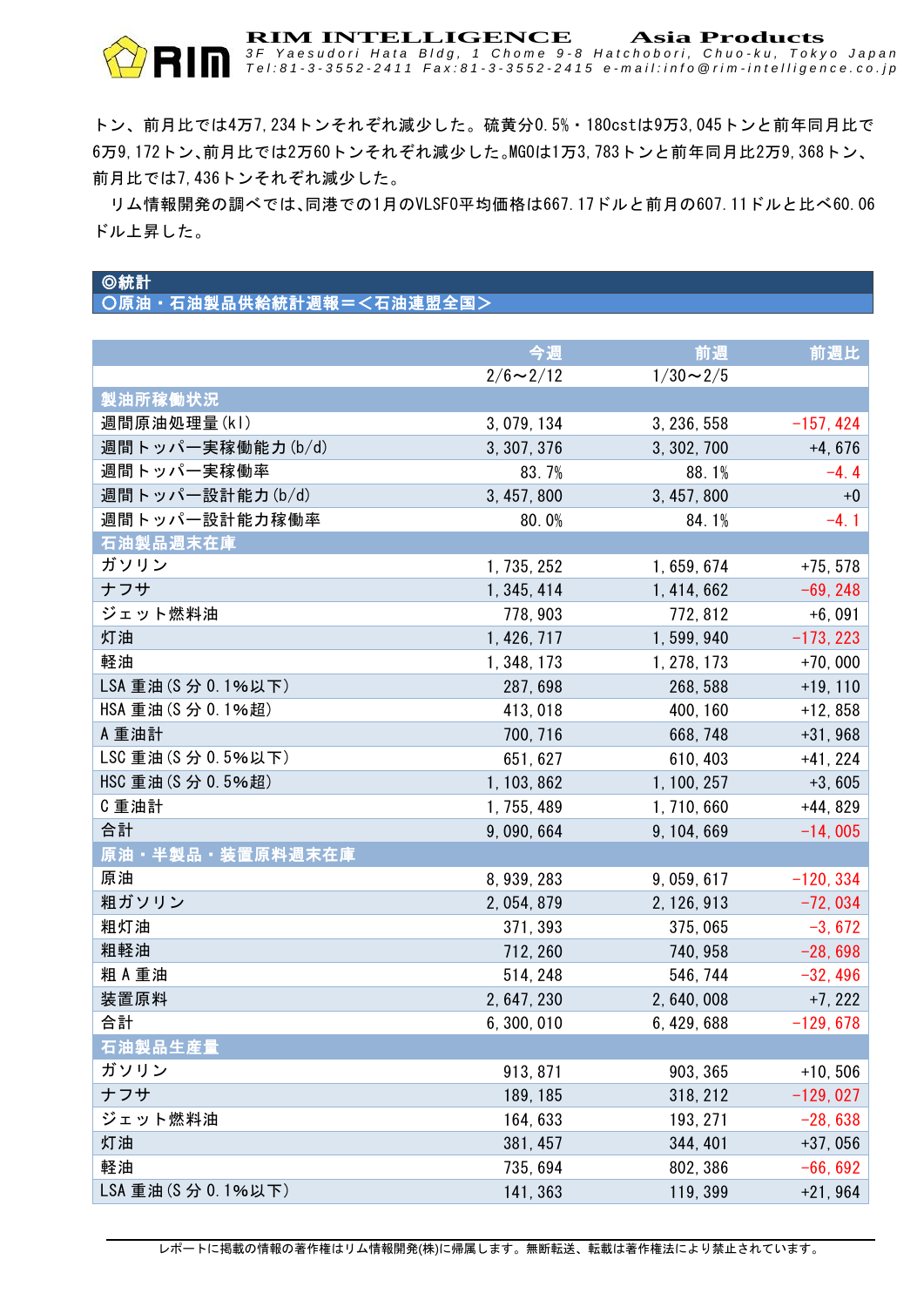トン、前月比では4万7,234トンそれぞれ減少した。硫黄分0.5%・180cstは9万3,045トンと前年同月比で6万9,172トン、前月比では2万60トンそれぞれ減少した。MGOは1万3,783トンと前年同月比2万9,368トン、前月比では7,436トンそれぞれ減少した。

リム情報開発の調べでは、同港での1月のVLSFO平均価格は667.17ドルと前月の607.11ドルと比べ60.06ドル上昇した。

## ◎統計

### ○原油・石油製品供給統計週報＝＜石油連盟全国＞

| | 今週 | 前週 | 前週比 |
|---|---|---|---|
| | 2/6～2/12 | 1/30～2/5 | |
| **製油所稼働状況** | | | |
| 週間原油処理量(kl) | 3,079,134 | 3,236,558 | -157,424 |
| 週間トッパー実稼働能力(b/d) | 3,307,376 | 3,302,700 | +4,676 |
| 週間トッパー実稼働率 | 83.7% | 88.1% | -4.4 |
| 週間トッパー設計能力(b/d) | 3,457,800 | 3,457,800 | +0 |
| 週間トッパー設計能力稼働率 | 80.0% | 84.1% | -4.1 |
| **石油製品週末在庫** | | | |
| ガソリン | 1,735,252 | 1,659,674 | +75,578 |
| ナフサ | 1,345,414 | 1,414,662 | -69,248 |
| ジェット燃料油 | 778,903 | 772,812 | +6,091 |
| 灯油 | 1,426,717 | 1,599,940 | -173,223 |
| 軽油 | 1,348,173 | 1,278,173 | +70,000 |
| LSA重油(S分0.1%以下) | 287,698 | 268,588 | +19,110 |
| HSA重油(S分0.1%超) | 413,018 | 400,160 | +12,858 |
| A重油計 | 700,716 | 668,748 | +31,968 |
| LSC重油(S分0.5%以下) | 651,627 | 610,403 | +41,224 |
| HSC重油(S分0.5%超) | 1,103,862 | 1,100,257 | +3,605 |
| C重油計 | 1,755,489 | 1,710,660 | +44,829 |
| 合計 | 9,090,664 | 9,104,669 | -14,005 |
| **原油・半製品・装置原料週末在庫** | | | |
| 原油 | 8,939,283 | 9,059,617 | -120,334 |
| 粗ガソリン | 2,054,879 | 2,126,913 | -72,034 |
| 粗灯油 | 371,393 | 375,065 | -3,672 |
| 粗軽油 | 712,260 | 740,958 | -28,698 |
| 粗A重油 | 514,248 | 546,744 | -32,496 |
| 装置原料 | 2,647,230 | 2,640,008 | +7,222 |
| 合計 | 6,300,010 | 6,429,688 | -129,678 |
| **石油製品生産量** | | | |
| ガソリン | 913,871 | 903,365 | +10,506 |
| ナフサ | 189,185 | 318,212 | -129,027 |
| ジェット燃料油 | 164,633 | 193,271 | -28,638 |
| 灯油 | 381,457 | 344,401 | +37,056 |
| 軽油 | 735,694 | 802,386 | -66,692 |
| LSA重油(S分0.1%以下) | 141,363 | 119,399 | +21,964 |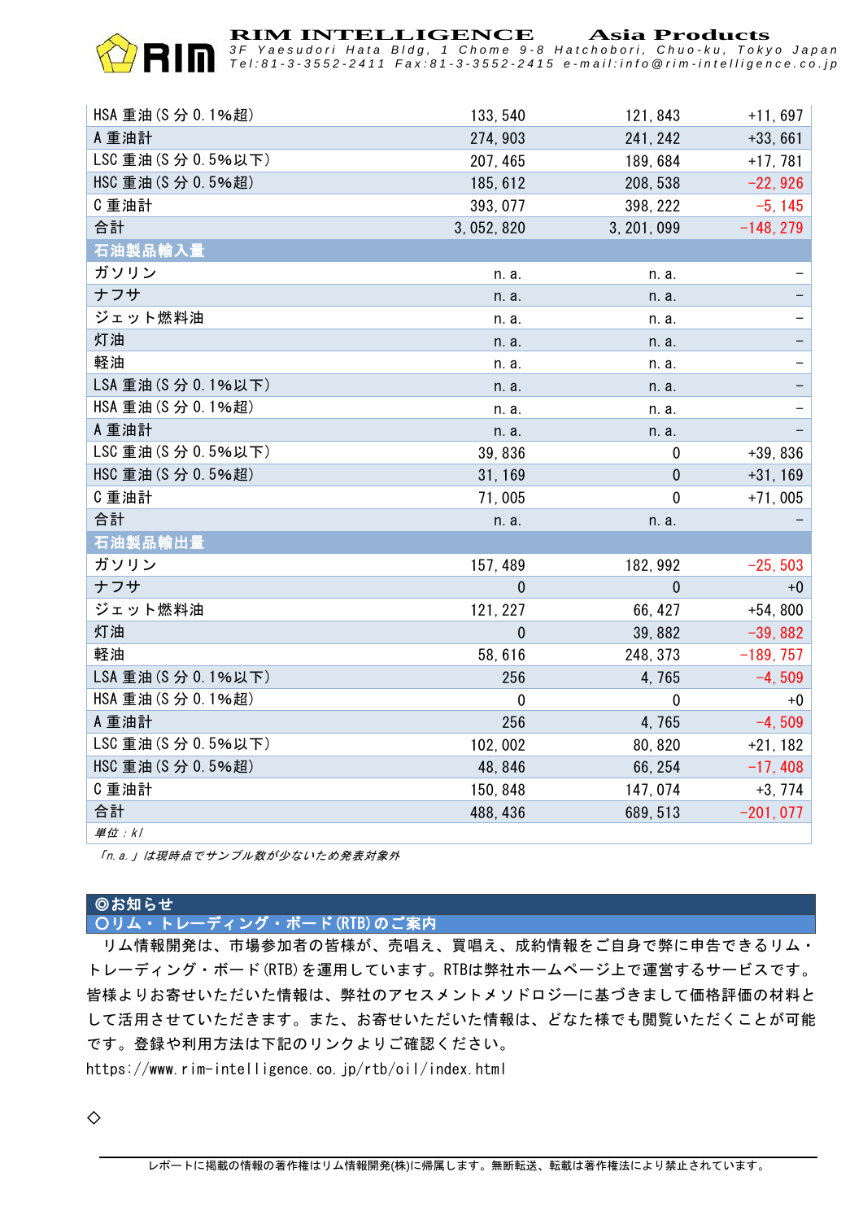| | | | |
|---|---|---|---|
| HSA 重油(S 分 0.1%超) | 133,540 | 121,843 | +11,697 |
| A 重油計 | 274,903 | 241,242 | +33,661 |
| LSC 重油(S 分 0.5%以下) | 207,465 | 189,684 | +17,781 |
| HSC 重油(S 分 0.5%超) | 185,612 | 208,538 | -22,926 |
| C 重油計 | 393,077 | 398,222 | -5,145 |
| 合計 | 3,052,820 | 3,201,099 | -148,279 |
| **石油製品輸入量** | | | |
| ガソリン | n.a. | n.a. | − |
| ナフサ | n.a. | n.a. | − |
| ジェット燃料油 | n.a. | n.a. | − |
| 灯油 | n.a. | n.a. | − |
| 軽油 | n.a. | n.a. | − |
| LSA 重油(S 分 0.1%以下) | n.a. | n.a. | − |
| HSA 重油(S 分 0.1%超) | n.a. | n.a. | − |
| A 重油計 | n.a. | n.a. | − |
| LSC 重油(S 分 0.5%以下) | 39,836 | 0 | +39,836 |
| HSC 重油(S 分 0.5%超) | 31,169 | 0 | +31,169 |
| C 重油計 | 71,005 | 0 | +71,005 |
| 合計 | n.a. | n.a. | − |
| **石油製品輸出量** | | | |
| ガソリン | 157,489 | 182,992 | -25,503 |
| ナフサ | 0 | 0 | +0 |
| ジェット燃料油 | 121,227 | 66,427 | +54,800 |
| 灯油 | 0 | 39,882 | -39,882 |
| 軽油 | 58,616 | 248,373 | -189,757 |
| LSA 重油(S 分 0.1%以下) | 256 | 4,765 | -4,509 |
| HSA 重油(S 分 0.1%超) | 0 | 0 | +0 |
| A 重油計 | 256 | 4,765 | -4,509 |
| LSC 重油(S 分 0.5%以下) | 102,002 | 80,820 | +21,182 |
| HSC 重油(S 分 0.5%超) | 48,846 | 66,254 | -17,408 |
| C 重油計 | 150,848 | 147,074 | +3,774 |
| 合計 | 488,436 | 689,513 | -201,077 |

*単位：kl*

*「n.a.」は現時点でサンプル数が少ないため発表対象外*

## ◎お知らせ

### ○リム・トレーディング・ボード(RTB)のご案内

リム情報開発は、市場参加者の皆様が、売唱え、買唱え、成約情報をご自身で弊に申告できるリム・トレーディング・ボード(RTB)を運用しています。RTBは弊社ホームページ上で運営するサービスです。皆様よりお寄せいただいた情報は、弊社のアセスメントメソドロジーに基づきまして価格評価の材料として活用させていただきます。また、お寄せいただいた情報は、どなた様でも閲覧いただくことが可能です。登録や利用方法は下記のリンクよりご確認ください。

https://www.rim-intelligence.co.jp/rtb/oil/index.html

◇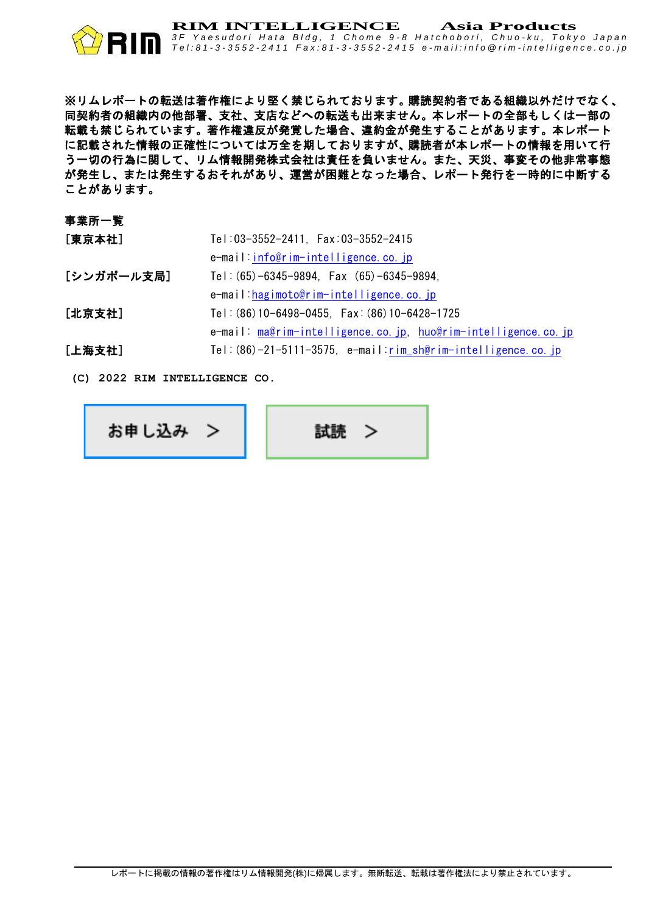**※リムレポートの転送は著作権により堅く禁じられております。購読契約者である組織以外だけでなく、同契約者の組織内の他部署、支社、支店などへの転送も出来ません。本レポートの全部もしくは一部の転載も禁じられています。著作権違反が発覚した場合、違約金が発生することがあります。本レポートに記載された情報の正確性については万全を期しておりますが、購読者が本レポートの情報を用いて行う一切の行為に関して、リム情報開発株式会社は責任を負いません。また、天災、事変その他非常事態が発生し、または発生するおそれがあり、運営が困難となった場合、レポート発行を一時的に中断することがあります。**

**事業所一覧**

| | |
|---|---|
| **[東京本社]** | Tel:03-3552-2411, Fax:03-3552-2415<br>e-mail:info@rim-intelligence.co.jp |
| **[シンガポール支局]** | Tel:(65)-6345-9894, Fax (65)-6345-9894,<br>e-mail:hagimoto@rim-intelligence.co.jp |
| **[北京支社]** | Tel:(86)10-6498-0455, Fax:(86)10-6428-1725<br>e-mail: ma@rim-intelligence.co.jp, huo@rim-intelligence.co.jp |
| **[上海支社]** | Tel:(86)-21-5111-3575, e-mail:rim_sh@rim-intelligence.co.jp |

**(C) 2022 RIM INTELLIGENCE CO.**

お申し込み ＞

試読 ＞